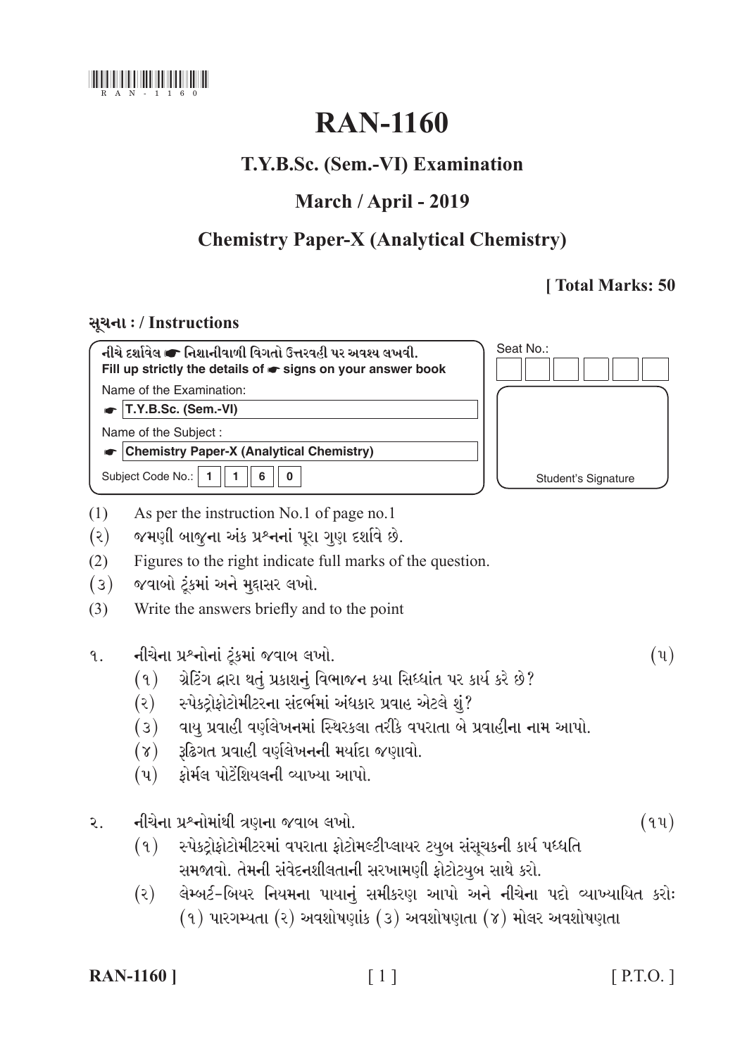RAN - 1160

# RAN-1160

## T.Y.B.Sc. (Sem.-VI) Examination

## March / April - 2019

## Chemistry Paper-X (Analytical Chemistry)

**[ Total Marks: 50**

### સૂચના : / Instructions

| નીચે દર્શાવેલ ☛ નિશાનીવાળી વિગતો ઉત્તરવહી પર અવશ્ય લખવી. **Fill up strictly the details of ☛ signs on your answer book** | Seat No.: |
|---|---|
| Name of the Examination: | |
| ☛ **T.Y.B.Sc. (Sem.-VI)** | |
| Name of the Subject : | |
| ☛ **Chemistry Paper-X (Analytical Chemistry)** | |
| Subject Code No.: 1 1 6 0 | Student's Signature |

(1) As per the instruction No.1 of page no.1

(૨) જમણી બાજુના અંક પ્રશ્નનાં પૂરા ગુણ દર્શાવે છે.

(2) Figures to the right indicate full marks of the question.

(૩) જવાબો ટૂંકમાં અને મુદ્દાસર લખો.

(3) Write the answers briefly and to the point

૧. નીચેના પ્રશ્નોનાં ટૂંકમાં જવાબ લખો. (૫)

   (૧) ગ્રેટિંગ દ્વારા થતું પ્રકાશનું વિભાજન કયા સિધ્ધાંત પર કાર્ય કરે છે?

   (૨) સ્પેક્ટ્રોફોટોમીટરના સંદર્ભમાં અંધકાર પ્રવાહ એટલે શું?

   (૩) વાયુ પ્રવાહી વર્ણલેખનમાં સ્થિરકલા તરીકે વપરાતા બે પ્રવાહીના નામ આપો.

   (૪) રૂઢિગત પ્રવાહી વર્ણલેખનની મર્યાદા જણાવો.

   (૫) ફોર્મલ પોટેંશિયલની વ્યાખ્યા આપો.

૨. નીચેના પ્રશ્નોમાંથી ત્રણના જવાબ લખો. (૧૫)

   (૧) સ્પેક્ટ્રોફોટોમીટરમાં વપરાતા ફોટોમલ્ટીપ્લાયર ટયુબ સંસૂચકની કાર્ય પધ્ધતિ સમજાવો. તેમની સંવેદનશીલતાની સરખામણી ફોટોટયુબ સાથે કરો.

   (૨) લેમ્બર્ટ-બિયર નિયમના પાયાનું સમીકરણ આપો અને નીચેના પદો વ્યાખ્યાયિત કરોઃ (૧) પારગમ્યતા (૨) અવશોષણાંક (૩) અવશોષણતા (૪) મોલર અવશોષણતા

**RAN-1160 ]** [ P.T.O. ]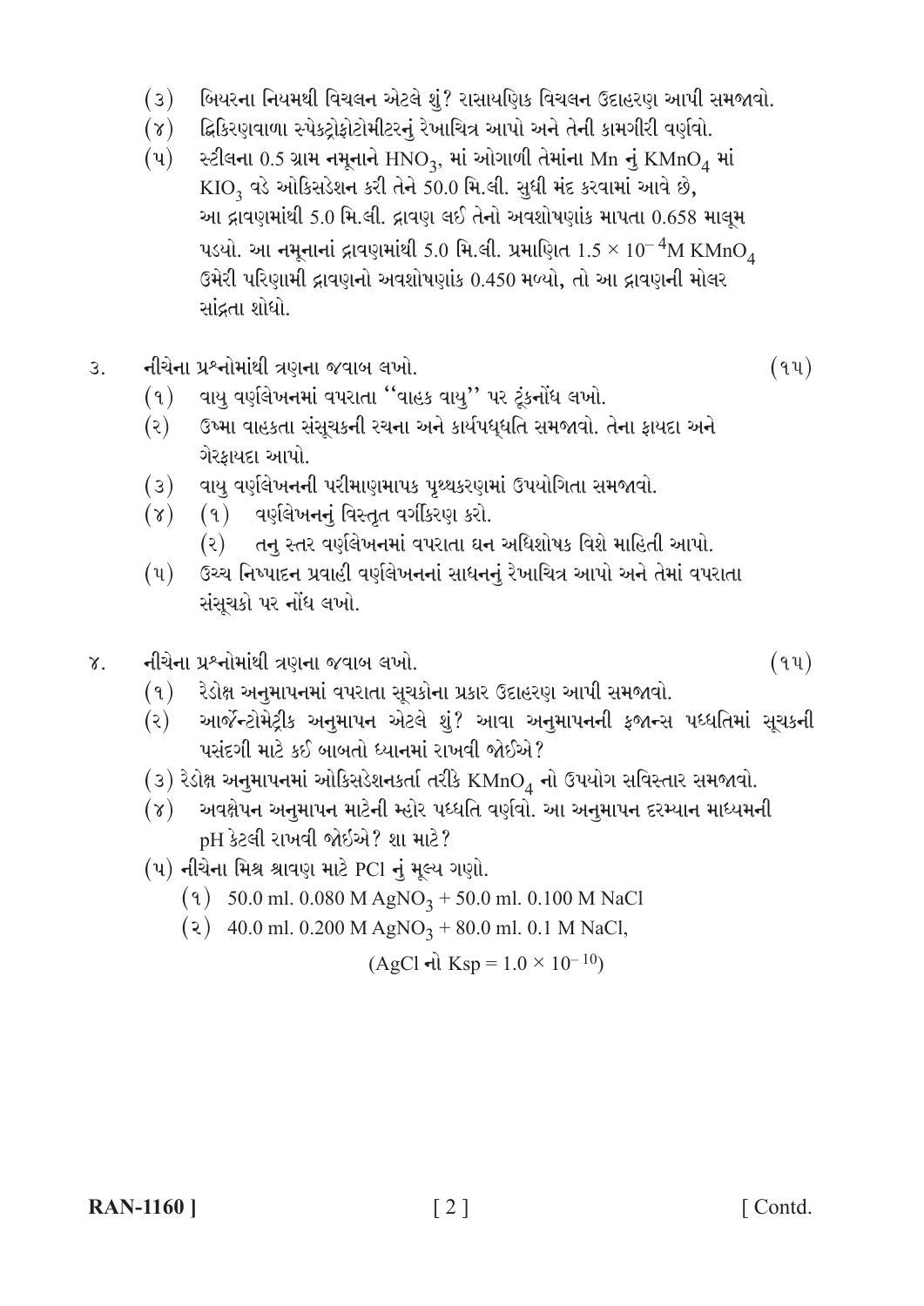(૩) બિયરના નિયમથી વિચલન એટલે શું? રાસાયણિક વિચલન ઉદાહરણ આપી સમજાવો.

(૪) દ્વિકિરણવાળા સ્પેક્ટ્રોફોટોમીટરનું રેખાચિત્ર આપો અને તેની કામગીરી વર્ણવો.

(૫) સ્ટીલના 0.5 ગ્રામ નમૂનાને $HNO_3$, માં ઓગાળી તેમાંના Mn નું $KMnO_4$ માં $KIO_3$ વડે ઓકિસડેશન કરી તેને 50.0 મિ.લી. સુધી મંદ કરવામાં આવે છે, આ દ્રાવણમાંથી 5.0 મિ.લી. દ્રાવણ લઈ તેનો અવશોષણાંક માપતા 0.658 માલૂમ પડ્યો. આ નમૂનાનાં દ્રાવણમાંથી 5.0 મિ.લી. પ્રમાણિત $1.5 \times 10^{-4}$M $KMnO_4$ ઉમેરી પરિણામી દ્રાવણનો અવશોષણાંક 0.450 મળ્યો, તો આ દ્રાવણની મોલર સાંદ્રતા શોધો.

૩. નીચેના પ્રશ્નોમાંથી ત્રણના જવાબ લખો. (૧૫)

(૧) વાયુ વર્ણલેખનમાં વપરાતા "વાહક વાયુ" પર ટૂંકનોંધ લખો.

(૨) ઉષ્મા વાહકતા સંસૂચકની રચના અને કાર્યપધ્ધતિ સમજાવો. તેના ફાયદા અને ગેરફાયદા આપો.

(૩) વાયુ વર્ણલેખનની પરીમાણમાપક પૃથ્થકરણમાં ઉપયોગિતા સમજાવો.

(૪) (૧) વર્ણલેખનનું વિસ્તૃત વર્ગીકરણ કરો.

(૨) તનુ સ્તર વર્ણલેખનમાં વપરાતા ઘન અધિશોષક વિશે માહિતી આપો.

(૫) ઉચ્ચ નિષ્પાદન પ્રવાહી વર્ણલેખનનાં સાધનનું રેખાચિત્ર આપો અને તેમાં વપરાતા સંસૂચકો પર નોંધ લખો.

૪. નીચેના પ્રશ્નોમાંથી ત્રણના જવાબ લખો. (૧૫)

(૧) રેડોક્ષ અનુમાપનમાં વપરાતા સૂચકોના પ્રકાર ઉદાહરણ આપી સમજાવો.

(૨) આર્જેન્ટોમેટ્રીક અનુમાપન એટલે શું? આવા અનુમાપનની ફજાન્સ પધ્ધતિમાં સૂચકની પસંદગી માટે કઈ બાબતો ધ્યાનમાં રાખવી જોઈએ?

(૩) રેડોક્ષ અનુમાપનમાં ઓકિસડેશનકર્તા તરીકે $KMnO_4$ નો ઉપયોગ સવિસ્તાર સમજાવો.

(૪) અવક્ષેપન અનુમાપન માટેની મ્હોર પધ્ધતિ વર્ણવો. આ અનુમાપન દરમ્યાન માધ્યમની pH કેટલી રાખવી જોઈએ? શા માટે?

(૫) નીચેના મિશ્ર શ્રાવણ માટે PCl નું મૂલ્ય ગણો.

(૧) 50.0 ml. 0.080 M $AgNO_3$ + 50.0 ml. 0.100 M NaCl

(૨) 40.0 ml. 0.200 M $AgNO_3$ + 80.0 ml. 0.1 M NaCl,

(AgCl નો Ksp = $1.0 \times 10^{-10}$)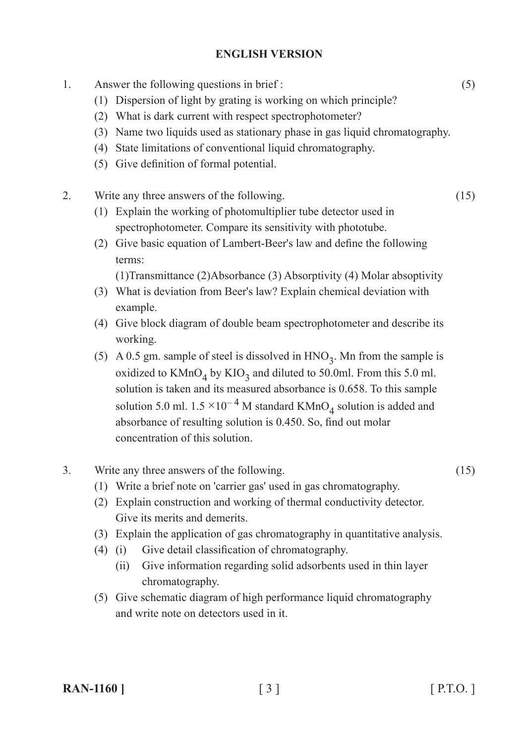**ENGLISH VERSION**

1. Answer the following questions in brief : (5)
   (1) Dispersion of light by grating is working on which principle?
   (2) What is dark current with respect spectrophotometer?
   (3) Name two liquids used as stationary phase in gas liquid chromatography.
   (4) State limitations of conventional liquid chromatography.
   (5) Give definition of formal potential.

2. Write any three answers of the following. (15)
   (1) Explain the working of photomultiplier tube detector used in spectrophotometer. Compare its sensitivity with phototube.
   (2) Give basic equation of Lambert-Beer's law and define the following terms:
   (1)Transmittance (2)Absorbance (3) Absorptivity (4) Molar absoptivity
   (3) What is deviation from Beer's law? Explain chemical deviation with example.
   (4) Give block diagram of double beam spectrophotometer and describe its working.
   (5) A 0.5 gm. sample of steel is dissolved in $HNO_3$. Mn from the sample is oxidized to $KMnO_4$ by $KIO_3$ and diluted to 50.0ml. From this 5.0 ml. solution is taken and its measured absorbance is 0.658. To this sample solution 5.0 ml. $1.5 \times 10^{-4}$ M standard $KMnO_4$ solution is added and absorbance of resulting solution is 0.450. So, find out molar concentration of this solution.

3. Write any three answers of the following. (15)
   (1) Write a brief note on 'carrier gas' used in gas chromatography.
   (2) Explain construction and working of thermal conductivity detector. Give its merits and demerits.
   (3) Explain the application of gas chromatography in quantitative analysis.
   (4) (i) Give detail classification of chromatography.
   (ii) Give information regarding solid adsorbents used in thin layer chromatography.
   (5) Give schematic diagram of high performance liquid chromatography and write note on detectors used in it.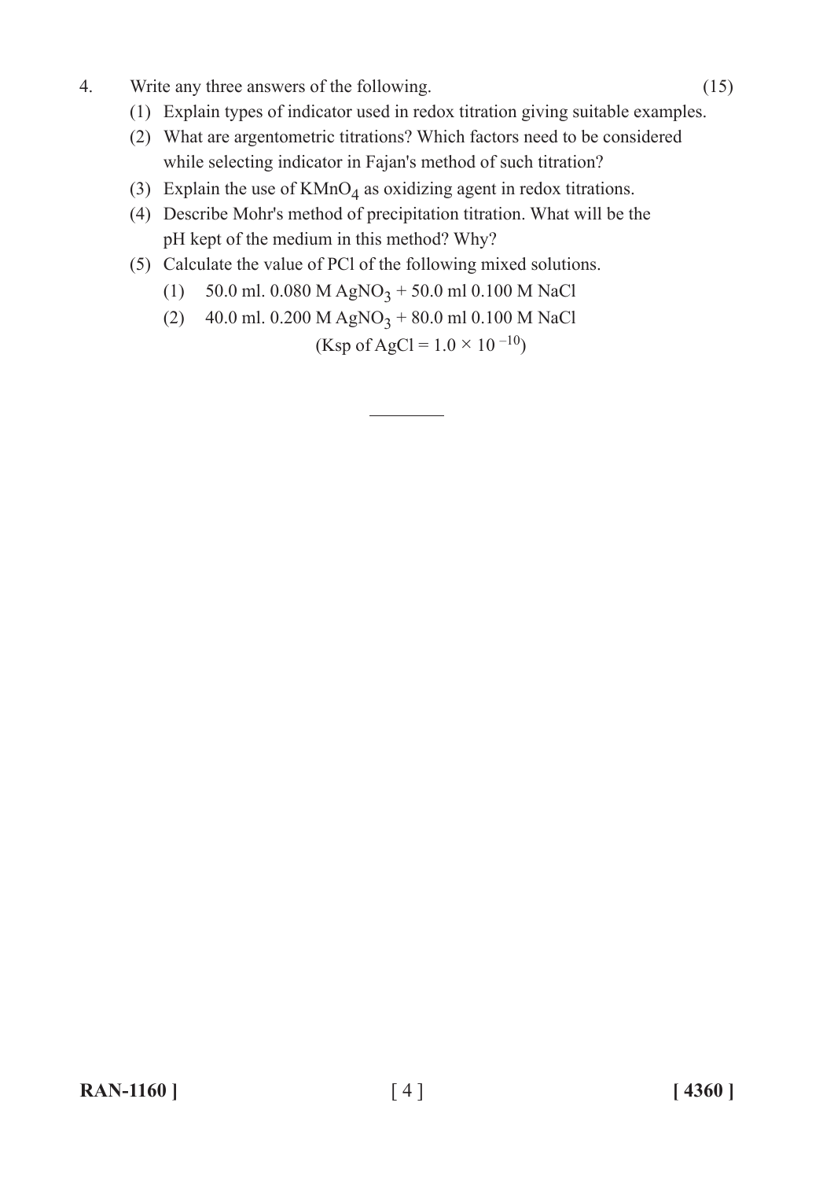4. Write any three answers of the following. (15)

   (1) Explain types of indicator used in redox titration giving suitable examples.

   (2) What are argentometric titrations? Which factors need to be considered while selecting indicator in Fajan's method of such titration?

   (3) Explain the use of $KMnO_4$ as oxidizing agent in redox titrations.

   (4) Describe Mohr's method of precipitation titration. What will be the pH kept of the medium in this method? Why?

   (5) Calculate the value of PCl of the following mixed solutions.

      (1) 50.0 ml. 0.080 M $AgNO_3$ + 50.0 ml 0.100 M NaCl

      (2) 40.0 ml. 0.200 M $AgNO_3$ + 80.0 ml 0.100 M NaCl

      (Ksp of AgCl = $1.0 \times 10^{-10}$)